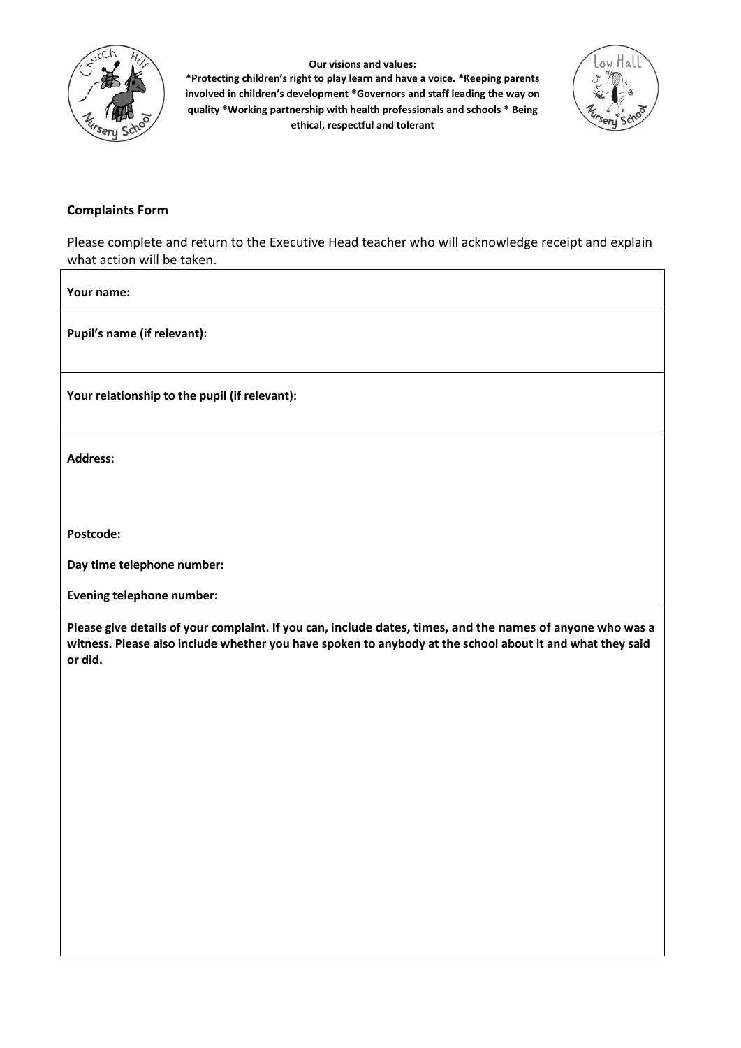**Our visions and values:**

**\*Protecting children's right to play learn and have a voice. \*Keeping parents involved in children's development \*Governors and staff leading the way on quality \*Working partnership with health professionals and schools \* Being ethical, respectful and tolerant**

**Complaints Form**

Please complete and return to the Executive Head teacher who will acknowledge receipt and explain what action will be taken.

| |
|---|
| **Your name:** |
| **Pupil's name (if relevant):** |
| **Your relationship to the pupil (if relevant):** |
| **Address:**<br><br><br>**Postcode:**<br>**Day time telephone number:**<br>**Evening telephone number:** |
| **Please give details of your complaint. If you can, include dates, times, and the names of anyone who was a witness. Please also include whether you have spoken to anybody at the school about it and what they said or did.** |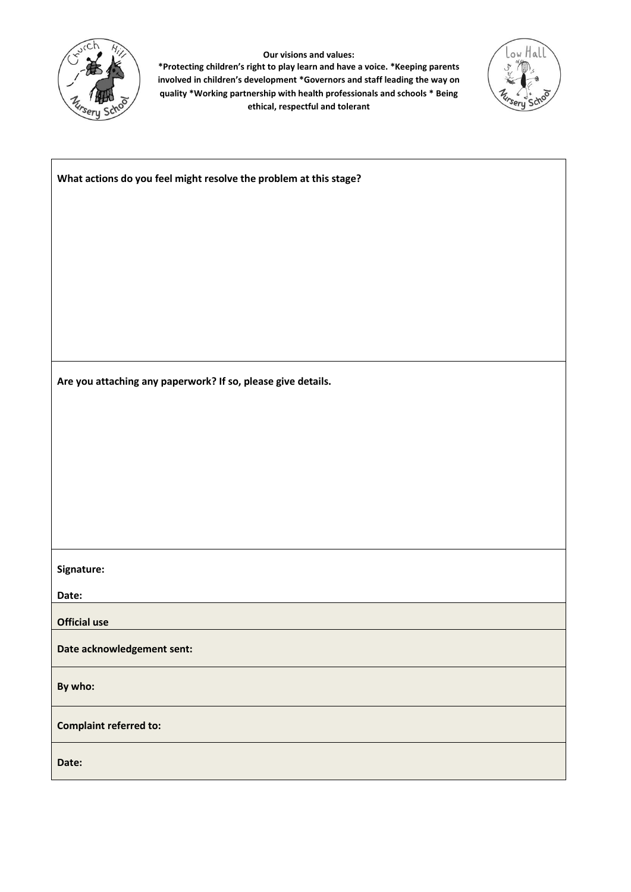**Our visions and values:**
**\*Protecting children's right to play learn and have a voice. \*Keeping parents involved in children's development \*Governors and staff leading the way on quality \*Working partnership with health professionals and schools \* Being ethical, respectful and tolerant**

| |
|---|
| **What actions do you feel might resolve the problem at this stage?** |
| **Are you attaching any paperwork? If so, please give details.** |
| **Signature:**<br><br>**Date:** |
| **Official use** |
| **Date acknowledgement sent:** |
| **By who:** |
| **Complaint referred to:** |
| **Date:** |